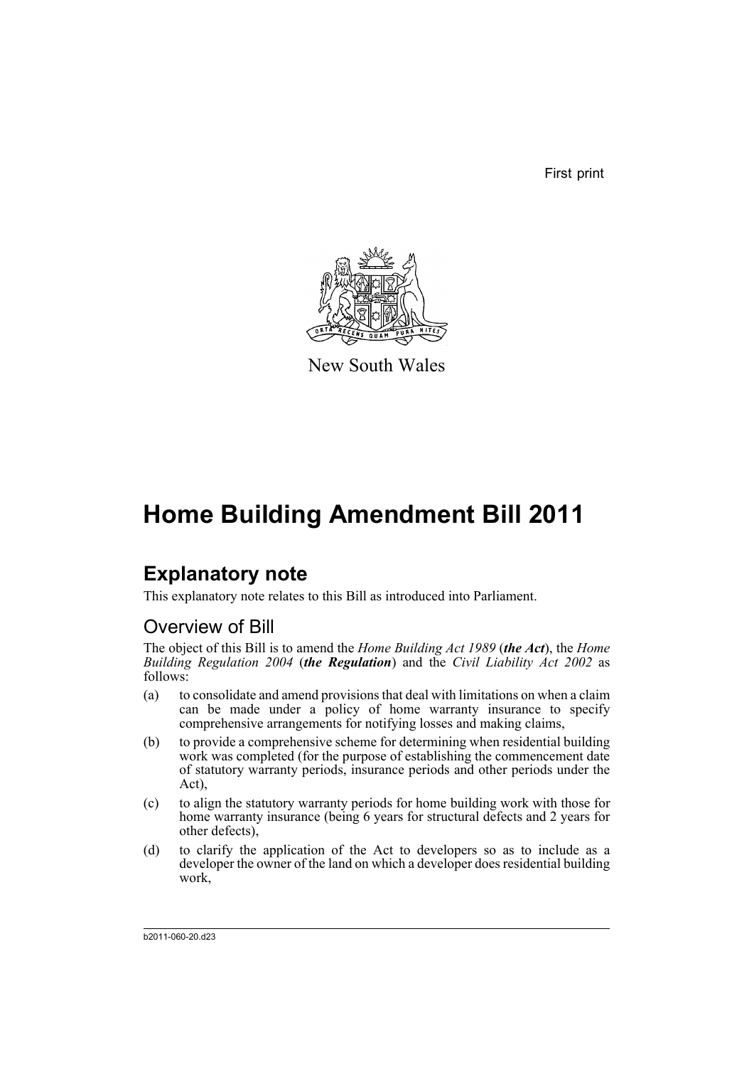First print

New South Wales

# Home Building Amendment Bill 2011

## Explanatory note

This explanatory note relates to this Bill as introduced into Parliament.

### Overview of Bill

The object of this Bill is to amend the *Home Building Act 1989* (***the Act***), the *Home Building Regulation 2004* (***the Regulation***) and the *Civil Liability Act 2002* as follows:

(a) to consolidate and amend provisions that deal with limitations on when a claim can be made under a policy of home warranty insurance to specify comprehensive arrangements for notifying losses and making claims,

(b) to provide a comprehensive scheme for determining when residential building work was completed (for the purpose of establishing the commencement date of statutory warranty periods, insurance periods and other periods under the Act),

(c) to align the statutory warranty periods for home building work with those for home warranty insurance (being 6 years for structural defects and 2 years for other defects),

(d) to clarify the application of the Act to developers so as to include as a developer the owner of the land on which a developer does residential building work,

b2011-060-20.d23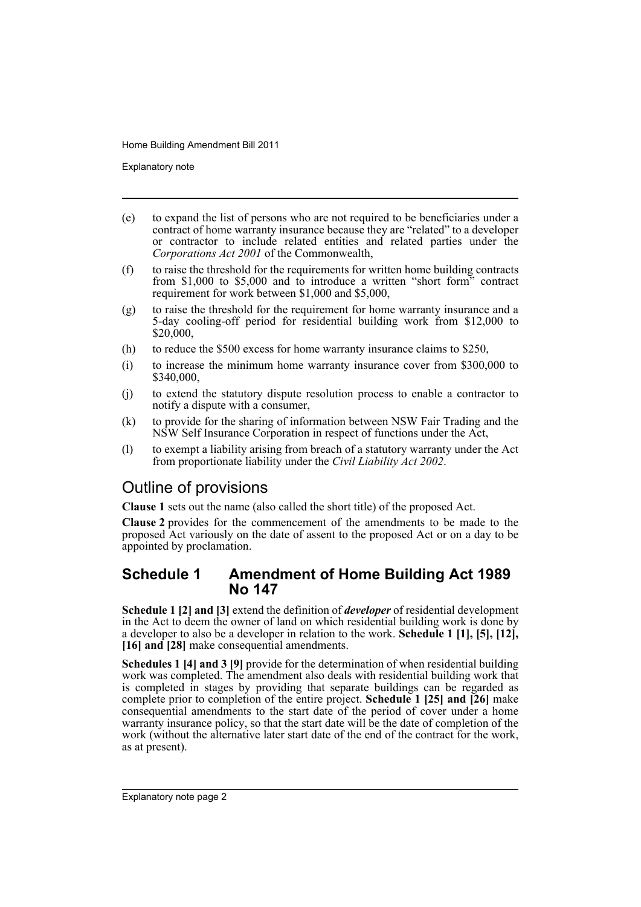(e) to expand the list of persons who are not required to be beneficiaries under a contract of home warranty insurance because they are "related" to a developer or contractor to include related entities and related parties under the *Corporations Act 2001* of the Commonwealth,

(f) to raise the threshold for the requirements for written home building contracts from $1,000 to $5,000 and to introduce a written "short form" contract requirement for work between $1,000 and $5,000,

(g) to raise the threshold for the requirement for home warranty insurance and a 5-day cooling-off period for residential building work from $12,000 to $20,000,

(h) to reduce the $500 excess for home warranty insurance claims to $250,

(i) to increase the minimum home warranty insurance cover from $300,000 to $340,000,

(j) to extend the statutory dispute resolution process to enable a contractor to notify a dispute with a consumer,

(k) to provide for the sharing of information between NSW Fair Trading and the NSW Self Insurance Corporation in respect of functions under the Act,

(l) to exempt a liability arising from breach of a statutory warranty under the Act from proportionate liability under the *Civil Liability Act 2002*.

## Outline of provisions

**Clause 1** sets out the name (also called the short title) of the proposed Act.

**Clause 2** provides for the commencement of the amendments to be made to the proposed Act variously on the date of assent to the proposed Act or on a day to be appointed by proclamation.

### Schedule 1 Amendment of Home Building Act 1989 No 147

**Schedule 1 [2] and [3]** extend the definition of ***developer*** of residential development in the Act to deem the owner of land on which residential building work is done by a developer to also be a developer in relation to the work. **Schedule 1 [1], [5], [12], [16] and [28]** make consequential amendments.

**Schedules 1 [4] and 3 [9]** provide for the determination of when residential building work was completed. The amendment also deals with residential building work that is completed in stages by providing that separate buildings can be regarded as complete prior to completion of the entire project. **Schedule 1 [25] and [26]** make consequential amendments to the start date of the period of cover under a home warranty insurance policy, so that the start date will be the date of completion of the work (without the alternative later start date of the end of the contract for the work, as at present).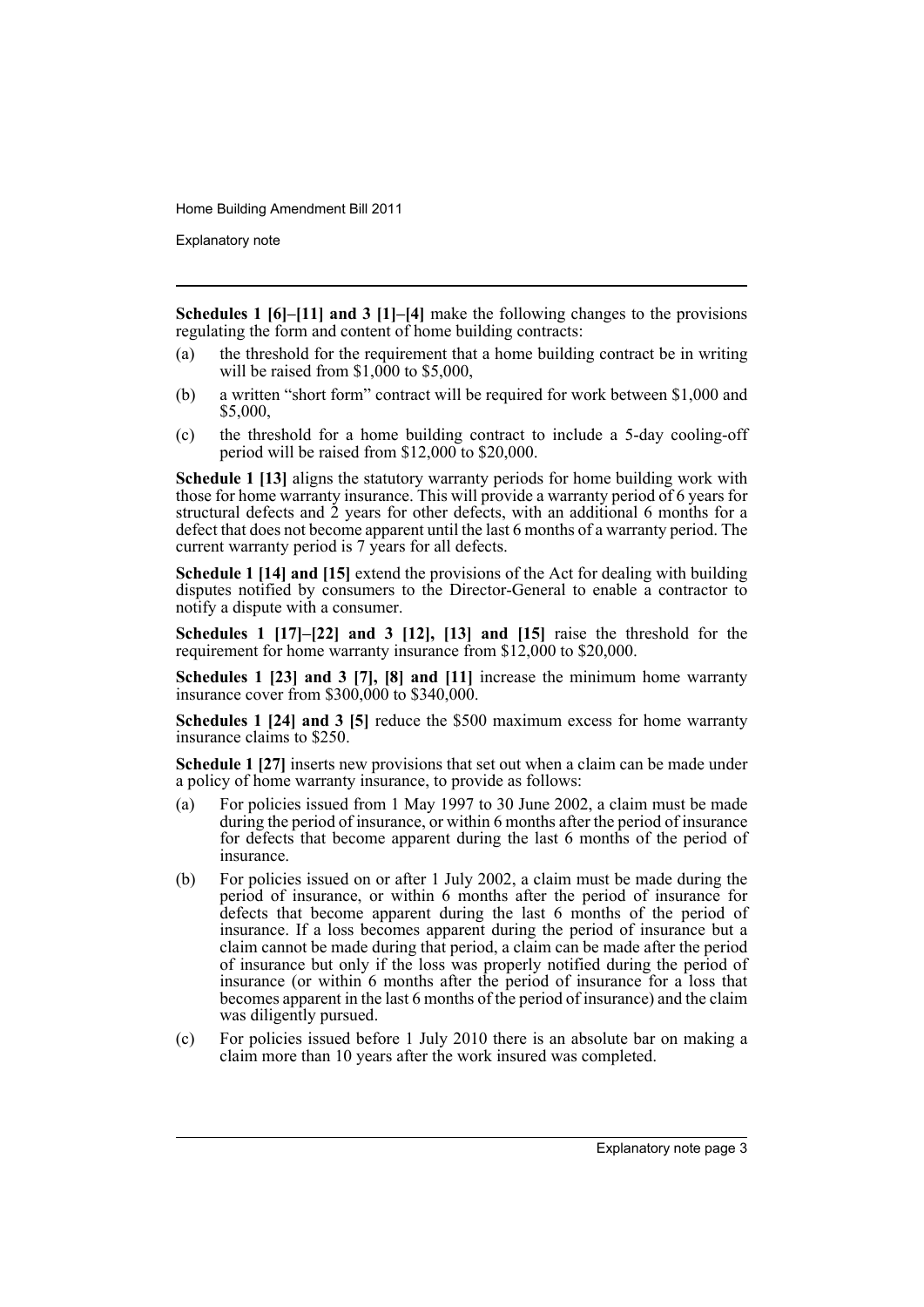**Schedules 1 [6]–[11] and 3 [1]–[4]** make the following changes to the provisions regulating the form and content of home building contracts:

(a) the threshold for the requirement that a home building contract be in writing will be raised from $1,000 to $5,000,

(b) a written "short form" contract will be required for work between $1,000 and $5,000,

(c) the threshold for a home building contract to include a 5-day cooling-off period will be raised from $12,000 to $20,000.

**Schedule 1 [13]** aligns the statutory warranty periods for home building work with those for home warranty insurance. This will provide a warranty period of 6 years for structural defects and 2 years for other defects, with an additional 6 months for a defect that does not become apparent until the last 6 months of a warranty period. The current warranty period is 7 years for all defects.

**Schedule 1 [14] and [15]** extend the provisions of the Act for dealing with building disputes notified by consumers to the Director-General to enable a contractor to notify a dispute with a consumer.

**Schedules 1 [17]–[22] and 3 [12], [13] and [15]** raise the threshold for the requirement for home warranty insurance from $12,000 to $20,000.

**Schedules 1 [23] and 3 [7], [8] and [11]** increase the minimum home warranty insurance cover from $300,000 to $340,000.

**Schedules 1 [24] and 3 [5]** reduce the $500 maximum excess for home warranty insurance claims to $250.

**Schedule 1 [27]** inserts new provisions that set out when a claim can be made under a policy of home warranty insurance, to provide as follows:

(a) For policies issued from 1 May 1997 to 30 June 2002, a claim must be made during the period of insurance, or within 6 months after the period of insurance for defects that become apparent during the last 6 months of the period of insurance.

(b) For policies issued on or after 1 July 2002, a claim must be made during the period of insurance, or within 6 months after the period of insurance for defects that become apparent during the last 6 months of the period of insurance. If a loss becomes apparent during the period of insurance but a claim cannot be made during that period, a claim can be made after the period of insurance but only if the loss was properly notified during the period of insurance (or within 6 months after the period of insurance for a loss that becomes apparent in the last 6 months of the period of insurance) and the claim was diligently pursued.

(c) For policies issued before 1 July 2010 there is an absolute bar on making a claim more than 10 years after the work insured was completed.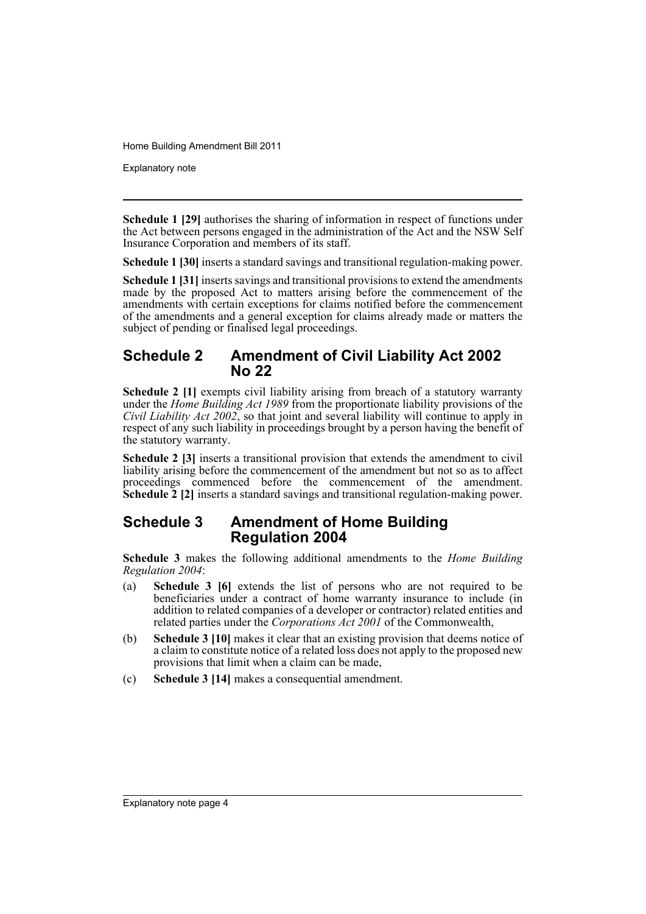**Schedule 1 [29]** authorises the sharing of information in respect of functions under the Act between persons engaged in the administration of the Act and the NSW Self Insurance Corporation and members of its staff.

**Schedule 1 [30]** inserts a standard savings and transitional regulation-making power.

**Schedule 1 [31]** inserts savings and transitional provisions to extend the amendments made by the proposed Act to matters arising before the commencement of the amendments with certain exceptions for claims notified before the commencement of the amendments and a general exception for claims already made or matters the subject of pending or finalised legal proceedings.

## Schedule 2 Amendment of Civil Liability Act 2002 No 22

**Schedule 2 [1]** exempts civil liability arising from breach of a statutory warranty under the *Home Building Act 1989* from the proportionate liability provisions of the *Civil Liability Act 2002*, so that joint and several liability will continue to apply in respect of any such liability in proceedings brought by a person having the benefit of the statutory warranty.

**Schedule 2 [3]** inserts a transitional provision that extends the amendment to civil liability arising before the commencement of the amendment but not so as to affect proceedings commenced before the commencement of the amendment. **Schedule 2 [2]** inserts a standard savings and transitional regulation-making power.

## Schedule 3 Amendment of Home Building Regulation 2004

**Schedule 3** makes the following additional amendments to the *Home Building Regulation 2004*:

(a) **Schedule 3 [6]** extends the list of persons who are not required to be beneficiaries under a contract of home warranty insurance to include (in addition to related companies of a developer or contractor) related entities and related parties under the *Corporations Act 2001* of the Commonwealth,

(b) **Schedule 3 [10]** makes it clear that an existing provision that deems notice of a claim to constitute notice of a related loss does not apply to the proposed new provisions that limit when a claim can be made,

(c) **Schedule 3 [14]** makes a consequential amendment.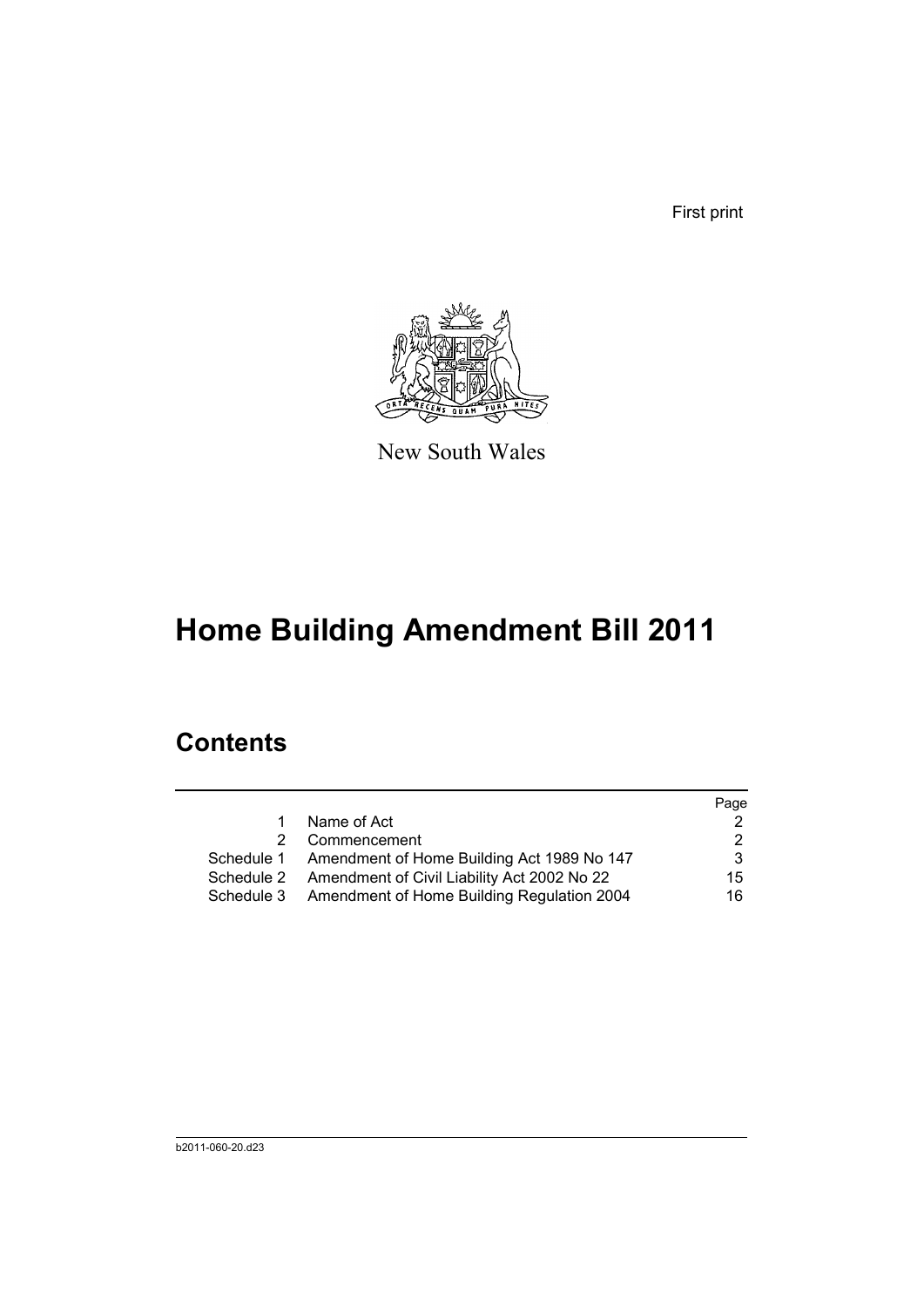First print

New South Wales

# Home Building Amendment Bill 2011

## Contents

| | | Page |
|---|---|---|
| 1 | Name of Act | 2 |
| 2 | Commencement | 2 |
| Schedule 1 | Amendment of Home Building Act 1989 No 147 | 3 |
| Schedule 2 | Amendment of Civil Liability Act 2002 No 22 | 15 |
| Schedule 3 | Amendment of Home Building Regulation 2004 | 16 |

b2011-060-20.d23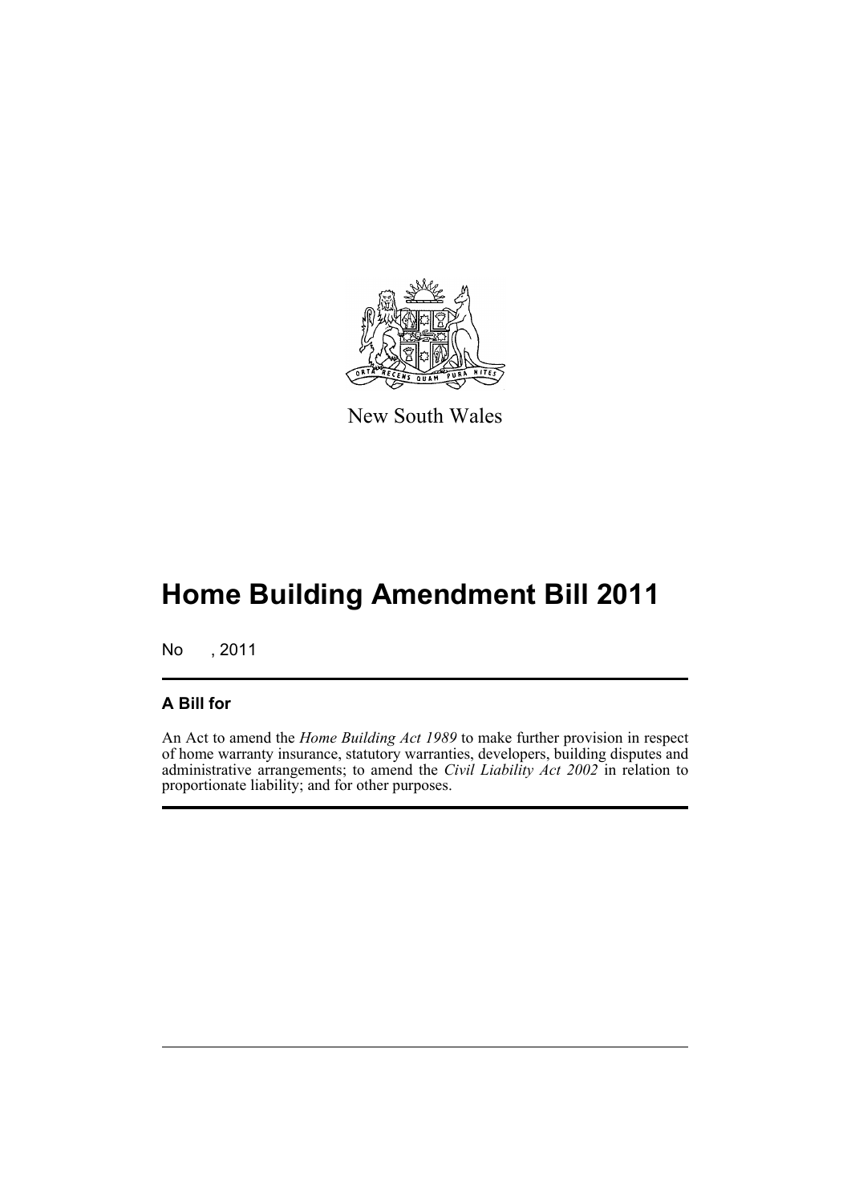New South Wales

# Home Building Amendment Bill 2011

No , 2011

## A Bill for

An Act to amend the *Home Building Act 1989* to make further provision in respect of home warranty insurance, statutory warranties, developers, building disputes and administrative arrangements; to amend the *Civil Liability Act 2002* in relation to proportionate liability; and for other purposes.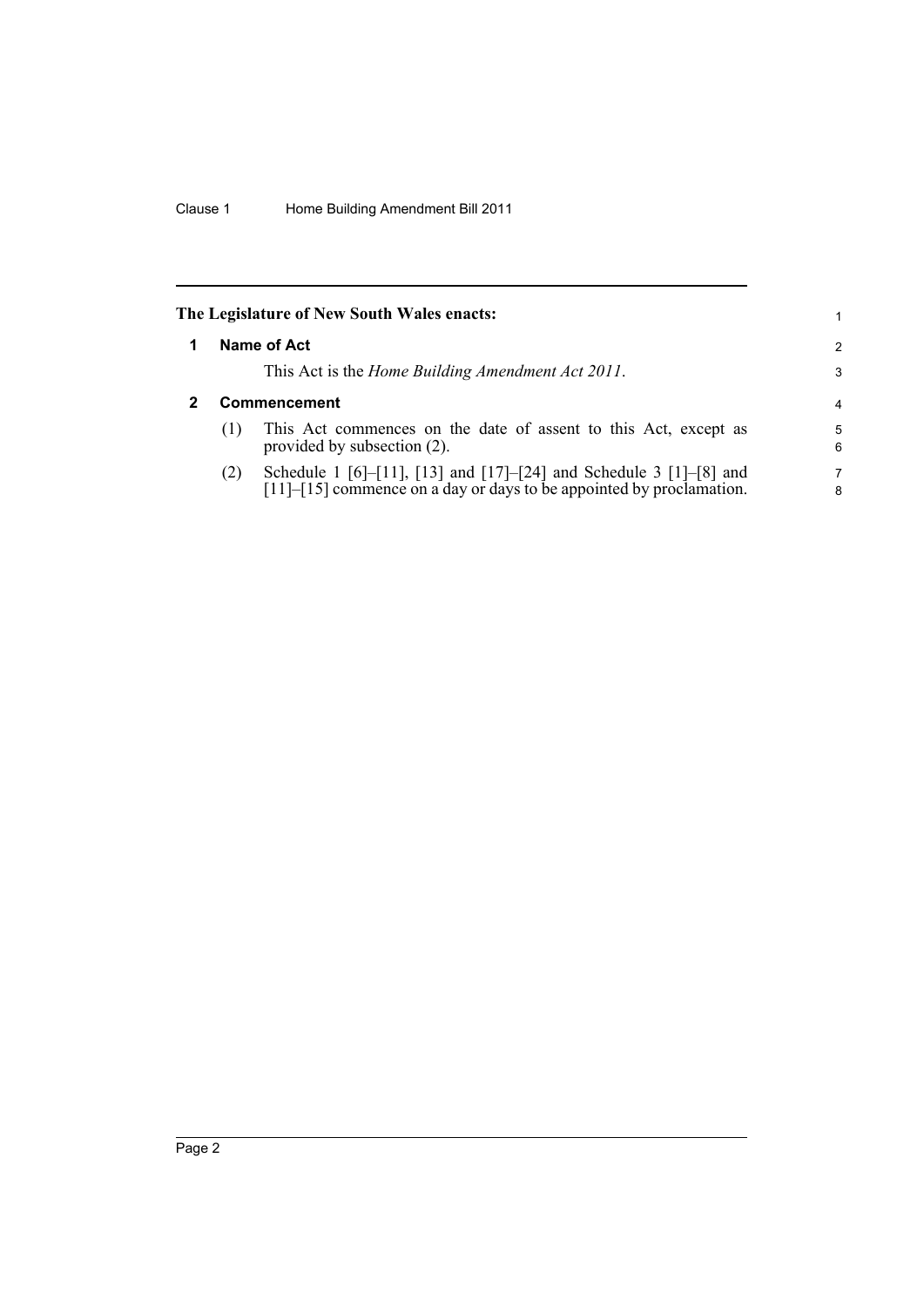**The Legislature of New South Wales enacts:**

## 1 Name of Act

This Act is the *Home Building Amendment Act 2011*.

## 2 Commencement

(1) This Act commences on the date of assent to this Act, except as provided by subsection (2).

(2) Schedule 1 [6]–[11], [13] and [17]–[24] and Schedule 3 [1]–[8] and [11]–[15] commence on a day or days to be appointed by proclamation.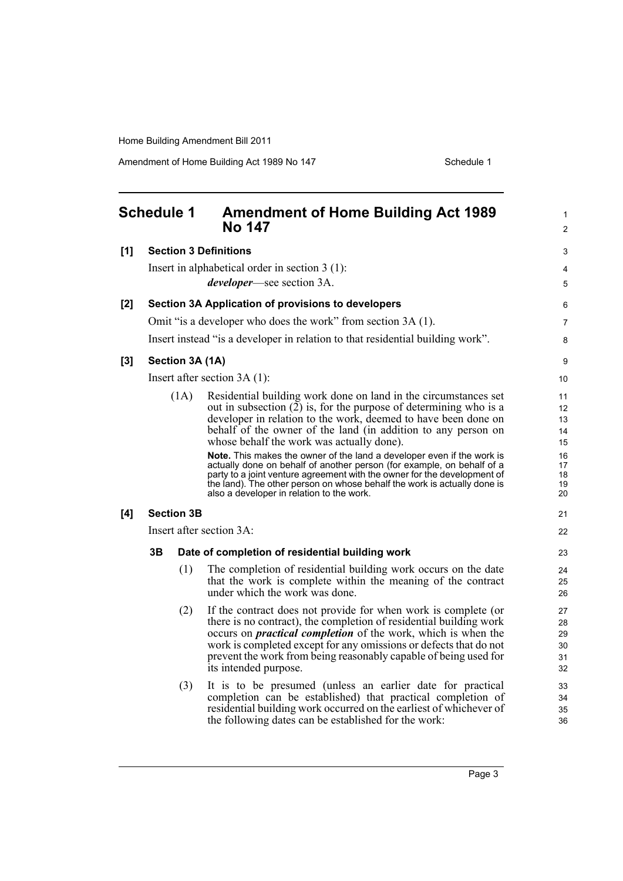# Schedule 1 Amendment of Home Building Act 1989 No 147

**[1] Section 3 Definitions**

Insert in alphabetical order in section 3 (1):

***developer***—see section 3A.

**[2] Section 3A Application of provisions to developers**

Omit "is a developer who does the work" from section 3A (1).

Insert instead "is a developer in relation to that residential building work".

**[3] Section 3A (1A)**

Insert after section 3A (1):

(1A) Residential building work done on land in the circumstances set out in subsection (2) is, for the purpose of determining who is a developer in relation to the work, deemed to have been done on behalf of the owner of the land (in addition to any person on whose behalf the work was actually done).

**Note.** This makes the owner of the land a developer even if the work is actually done on behalf of another person (for example, on behalf of a party to a joint venture agreement with the owner for the development of the land). The other person on whose behalf the work is actually done is also a developer in relation to the work.

**[4] Section 3B**

Insert after section 3A:

**3B Date of completion of residential building work**

(1) The completion of residential building work occurs on the date that the work is complete within the meaning of the contract under which the work was done.

(2) If the contract does not provide for when work is complete (or there is no contract), the completion of residential building work occurs on ***practical completion*** of the work, which is when the work is completed except for any omissions or defects that do not prevent the work from being reasonably capable of being used for its intended purpose.

(3) It is to be presumed (unless an earlier date for practical completion can be established) that practical completion of residential building work occurred on the earliest of whichever of the following dates can be established for the work: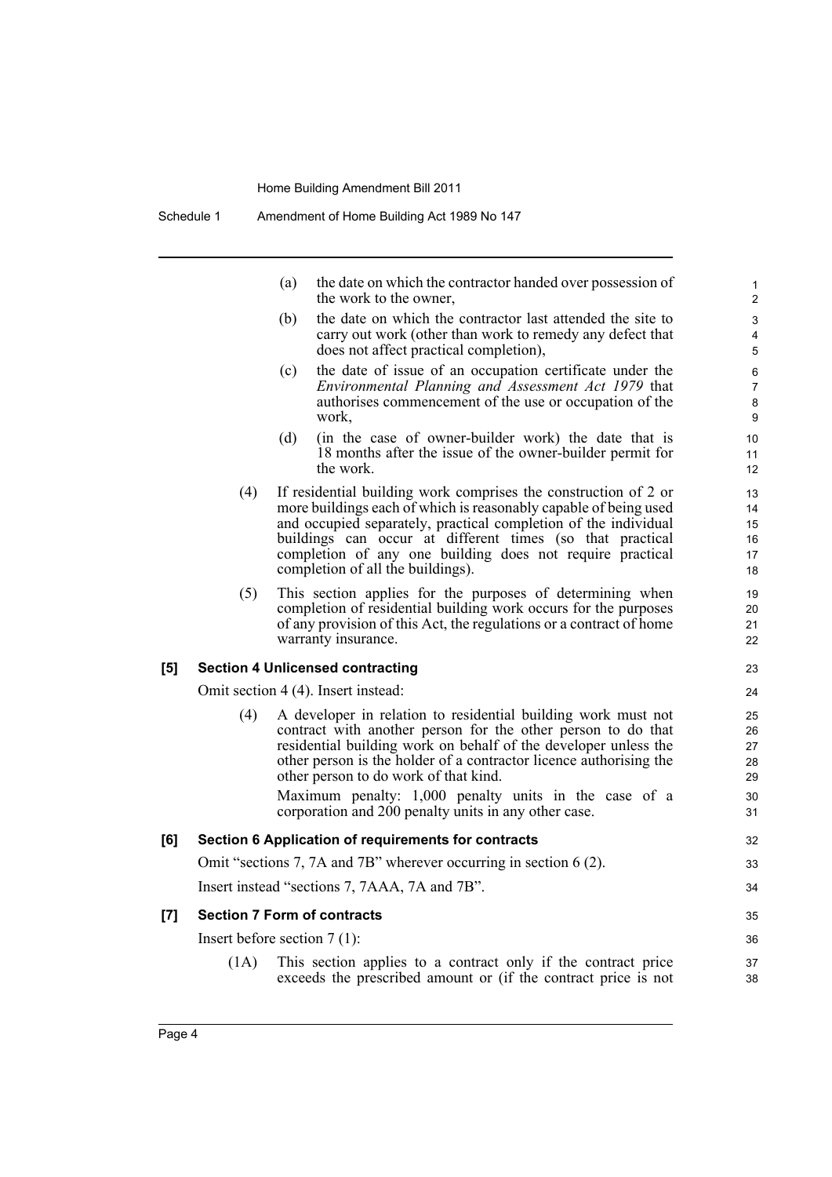(a) the date on which the contractor handed over possession of the work to the owner,

(b) the date on which the contractor last attended the site to carry out work (other than work to remedy any defect that does not affect practical completion),

(c) the date of issue of an occupation certificate under the *Environmental Planning and Assessment Act 1979* that authorises commencement of the use or occupation of the work,

(d) (in the case of owner-builder work) the date that is 18 months after the issue of the owner-builder permit for the work.

(4) If residential building work comprises the construction of 2 or more buildings each of which is reasonably capable of being used and occupied separately, practical completion of the individual buildings can occur at different times (so that practical completion of any one building does not require practical completion of all the buildings).

(5) This section applies for the purposes of determining when completion of residential building work occurs for the purposes of any provision of this Act, the regulations or a contract of home warranty insurance.

**[5] Section 4 Unlicensed contracting**

Omit section 4 (4). Insert instead:

(4) A developer in relation to residential building work must not contract with another person for the other person to do that residential building work on behalf of the developer unless the other person is the holder of a contractor licence authorising the other person to do work of that kind.

Maximum penalty: 1,000 penalty units in the case of a corporation and 200 penalty units in any other case.

**[6] Section 6 Application of requirements for contracts**

Omit "sections 7, 7A and 7B" wherever occurring in section 6 (2).

Insert instead "sections 7, 7AAA, 7A and 7B".

**[7] Section 7 Form of contracts**

Insert before section 7 (1):

(1A) This section applies to a contract only if the contract price exceeds the prescribed amount or (if the contract price is not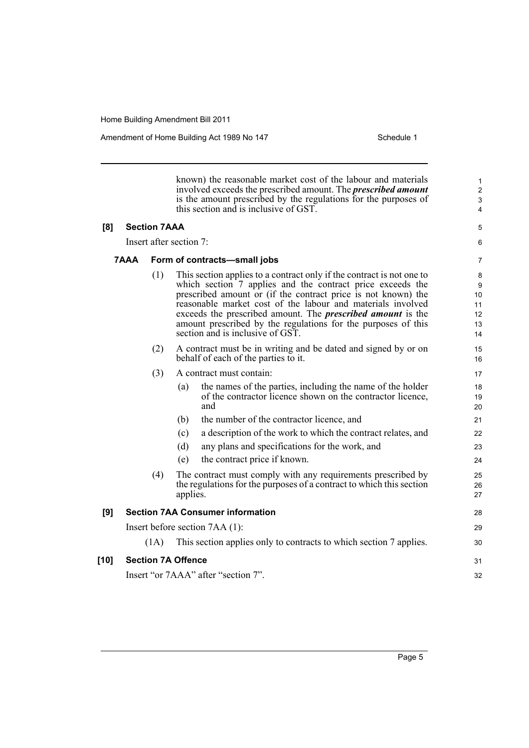known) the reasonable market cost of the labour and materials involved exceeds the prescribed amount. The ***prescribed amount*** is the amount prescribed by the regulations for the purposes of this section and is inclusive of GST.

**[8] Section 7AAA**

Insert after section 7:

**7AAA Form of contracts—small jobs**

(1) This section applies to a contract only if the contract is not one to which section 7 applies and the contract price exceeds the prescribed amount or (if the contract price is not known) the reasonable market cost of the labour and materials involved exceeds the prescribed amount. The ***prescribed amount*** is the amount prescribed by the regulations for the purposes of this section and is inclusive of GST.

(2) A contract must be in writing and be dated and signed by or on behalf of each of the parties to it.

(3) A contract must contain:

(a) the names of the parties, including the name of the holder of the contractor licence shown on the contractor licence, and

(b) the number of the contractor licence, and

(c) a description of the work to which the contract relates, and

(d) any plans and specifications for the work, and

(e) the contract price if known.

(4) The contract must comply with any requirements prescribed by the regulations for the purposes of a contract to which this section applies.

**[9] Section 7AA Consumer information**

Insert before section 7AA (1):

(1A) This section applies only to contracts to which section 7 applies.

**[10] Section 7A Offence**

Insert "or 7AAA" after "section 7".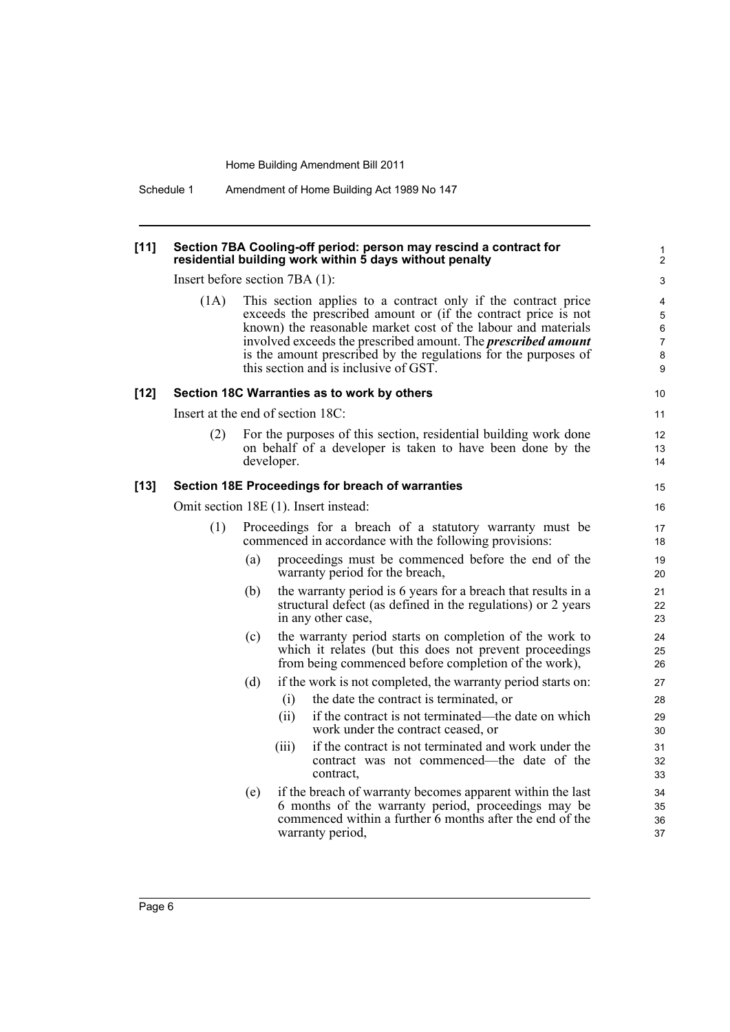**[11] Section 7BA Cooling-off period: person may rescind a contract for residential building work within 5 days without penalty**

Insert before section 7BA (1):

(1A) This section applies to a contract only if the contract price exceeds the prescribed amount or (if the contract price is not known) the reasonable market cost of the labour and materials involved exceeds the prescribed amount. The ***prescribed amount*** is the amount prescribed by the regulations for the purposes of this section and is inclusive of GST.

**[12] Section 18C Warranties as to work by others**

Insert at the end of section 18C:

(2) For the purposes of this section, residential building work done on behalf of a developer is taken to have been done by the developer.

**[13] Section 18E Proceedings for breach of warranties**

Omit section 18E (1). Insert instead:

(1) Proceedings for a breach of a statutory warranty must be commenced in accordance with the following provisions:

- (a) proceedings must be commenced before the end of the warranty period for the breach,
- (b) the warranty period is 6 years for a breach that results in a structural defect (as defined in the regulations) or 2 years in any other case,
- (c) the warranty period starts on completion of the work to which it relates (but this does not prevent proceedings from being commenced before completion of the work),
- (d) if the work is not completed, the warranty period starts on:
  - (i) the date the contract is terminated, or
  - (ii) if the contract is not terminated—the date on which work under the contract ceased, or
  - (iii) if the contract is not terminated and work under the contract was not commenced—the date of the contract,
- (e) if the breach of warranty becomes apparent within the last 6 months of the warranty period, proceedings may be commenced within a further 6 months after the end of the warranty period,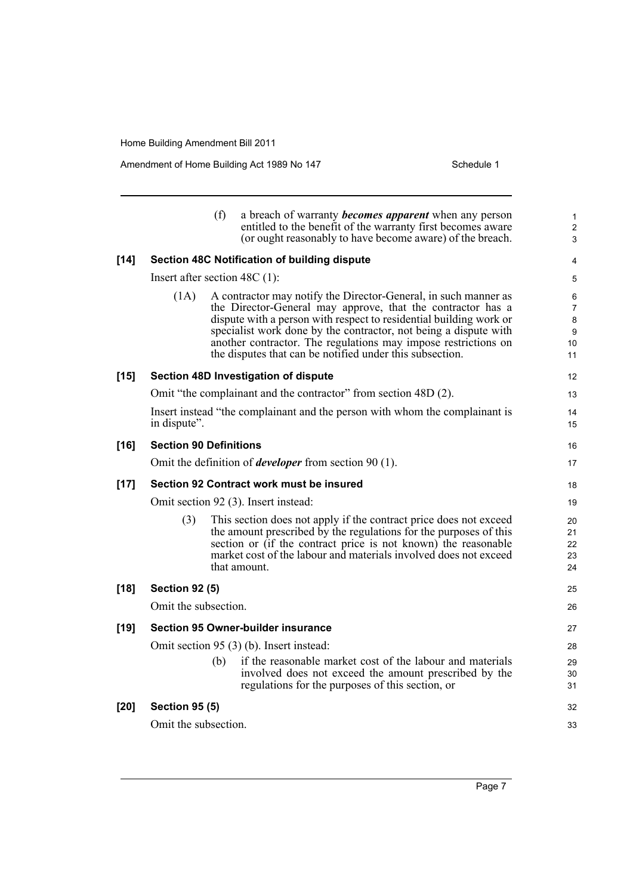(f) a breach of warranty ***becomes apparent*** when any person entitled to the benefit of the warranty first becomes aware (or ought reasonably to have become aware) of the breach.

**[14] Section 48C Notification of building dispute**

Insert after section 48C (1):

(1A) A contractor may notify the Director-General, in such manner as the Director-General may approve, that the contractor has a dispute with a person with respect to residential building work or specialist work done by the contractor, not being a dispute with another contractor. The regulations may impose restrictions on the disputes that can be notified under this subsection.

**[15] Section 48D Investigation of dispute**

Omit "the complainant and the contractor" from section 48D (2).

Insert instead "the complainant and the person with whom the complainant is in dispute".

**[16] Section 90 Definitions**

Omit the definition of ***developer*** from section 90 (1).

**[17] Section 92 Contract work must be insured**

Omit section 92 (3). Insert instead:

(3) This section does not apply if the contract price does not exceed the amount prescribed by the regulations for the purposes of this section or (if the contract price is not known) the reasonable market cost of the labour and materials involved does not exceed that amount.

**[18] Section 92 (5)**

Omit the subsection.

**[19] Section 95 Owner-builder insurance**

Omit section 95 (3) (b). Insert instead:

(b) if the reasonable market cost of the labour and materials involved does not exceed the amount prescribed by the regulations for the purposes of this section, or

**[20] Section 95 (5)**

Omit the subsection.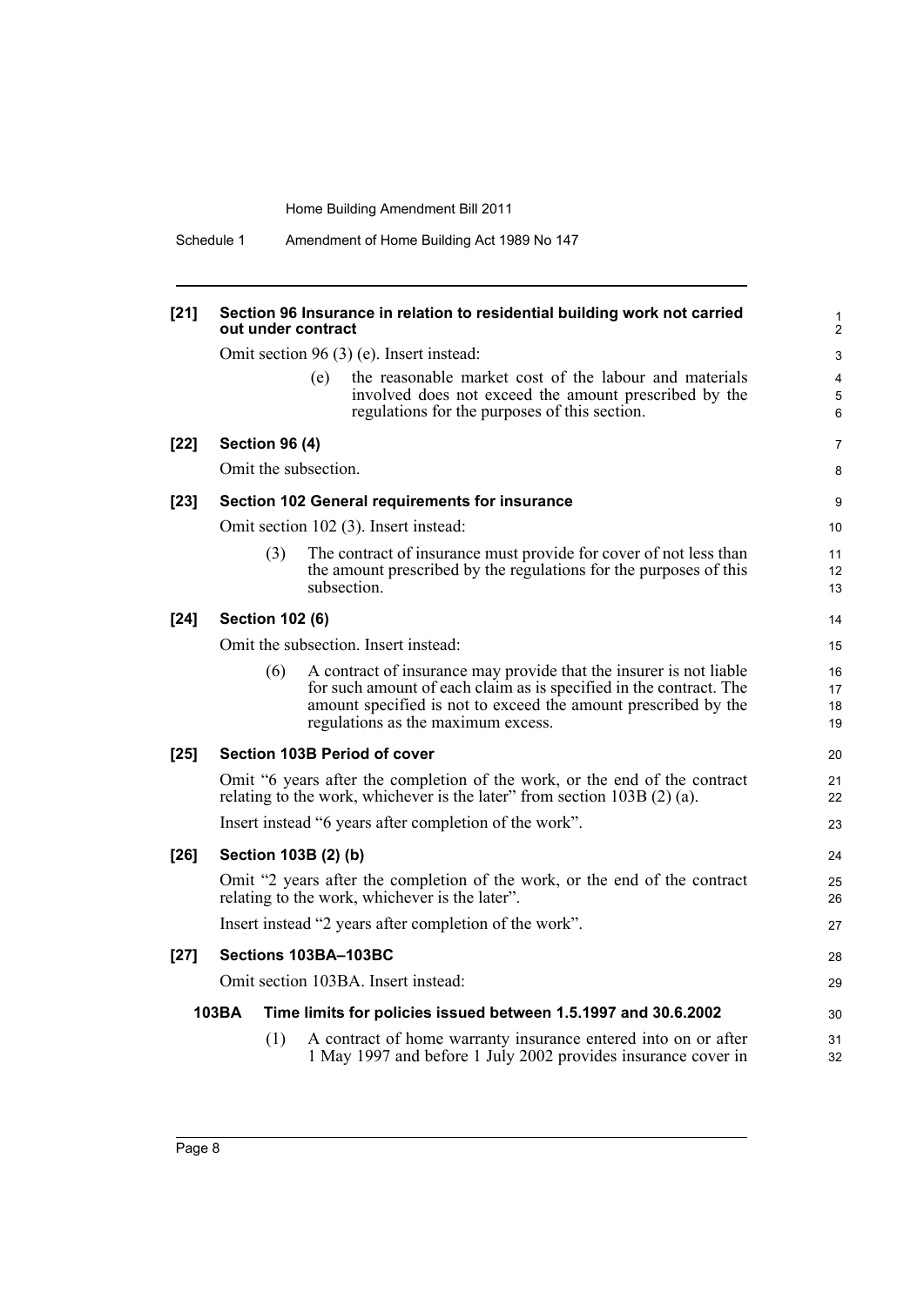**[21] Section 96 Insurance in relation to residential building work not carried out under contract**

Omit section 96 (3) (e). Insert instead:

> (e) the reasonable market cost of the labour and materials involved does not exceed the amount prescribed by the regulations for the purposes of this section.

**[22] Section 96 (4)**

Omit the subsection.

**[23] Section 102 General requirements for insurance**

Omit section 102 (3). Insert instead:

> (3) The contract of insurance must provide for cover of not less than the amount prescribed by the regulations for the purposes of this subsection.

**[24] Section 102 (6)**

Omit the subsection. Insert instead:

> (6) A contract of insurance may provide that the insurer is not liable for such amount of each claim as is specified in the contract. The amount specified is not to exceed the amount prescribed by the regulations as the maximum excess.

**[25] Section 103B Period of cover**

Omit "6 years after the completion of the work, or the end of the contract relating to the work, whichever is the later" from section 103B (2) (a).

Insert instead "6 years after completion of the work".

**[26] Section 103B (2) (b)**

Omit "2 years after the completion of the work, or the end of the contract relating to the work, whichever is the later".

Insert instead "2 years after completion of the work".

**[27] Sections 103BA–103BC**

Omit section 103BA. Insert instead:

**103BA Time limits for policies issued between 1.5.1997 and 30.6.2002**

> (1) A contract of home warranty insurance entered into on or after 1 May 1997 and before 1 July 2002 provides insurance cover in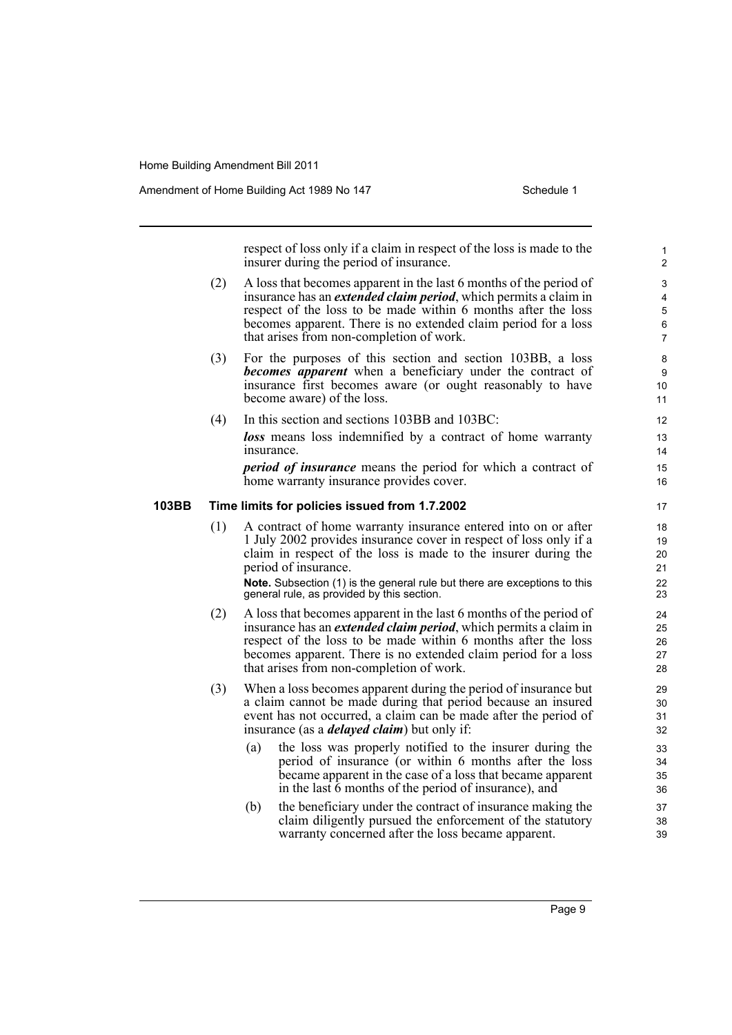respect of loss only if a claim in respect of the loss is made to the insurer during the period of insurance.

(2) A loss that becomes apparent in the last 6 months of the period of insurance has an ***extended claim period***, which permits a claim in respect of the loss to be made within 6 months after the loss becomes apparent. There is no extended claim period for a loss that arises from non-completion of work.

(3) For the purposes of this section and section 103BB, a loss ***becomes apparent*** when a beneficiary under the contract of insurance first becomes aware (or ought reasonably to have become aware) of the loss.

(4) In this section and sections 103BB and 103BC:

***loss*** means loss indemnified by a contract of home warranty insurance.

***period of insurance*** means the period for which a contract of home warranty insurance provides cover.

**103BB Time limits for policies issued from 1.7.2002**

(1) A contract of home warranty insurance entered into on or after 1 July 2002 provides insurance cover in respect of loss only if a claim in respect of the loss is made to the insurer during the period of insurance.

**Note.** Subsection (1) is the general rule but there are exceptions to this general rule, as provided by this section.

(2) A loss that becomes apparent in the last 6 months of the period of insurance has an ***extended claim period***, which permits a claim in respect of the loss to be made within 6 months after the loss becomes apparent. There is no extended claim period for a loss that arises from non-completion of work.

(3) When a loss becomes apparent during the period of insurance but a claim cannot be made during that period because an insured event has not occurred, a claim can be made after the period of insurance (as a ***delayed claim***) but only if:

(a) the loss was properly notified to the insurer during the period of insurance (or within 6 months after the loss became apparent in the case of a loss that became apparent in the last 6 months of the period of insurance), and

(b) the beneficiary under the contract of insurance making the claim diligently pursued the enforcement of the statutory warranty concerned after the loss became apparent.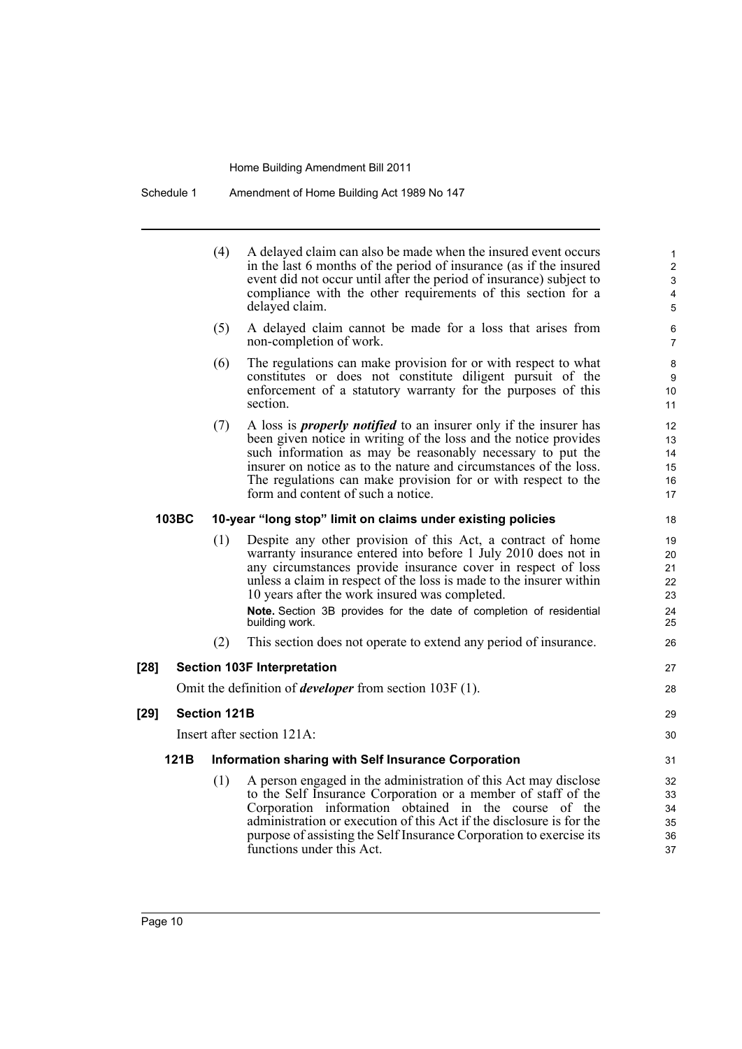(4) A delayed claim can also be made when the insured event occurs in the last 6 months of the period of insurance (as if the insured event did not occur until after the period of insurance) subject to compliance with the other requirements of this section for a delayed claim.

(5) A delayed claim cannot be made for a loss that arises from non-completion of work.

(6) The regulations can make provision for or with respect to what constitutes or does not constitute diligent pursuit of the enforcement of a statutory warranty for the purposes of this section.

(7) A loss is ***properly notified*** to an insurer only if the insurer has been given notice in writing of the loss and the notice provides such information as may be reasonably necessary to put the insurer on notice as to the nature and circumstances of the loss. The regulations can make provision for or with respect to the form and content of such a notice.

**103BC 10-year "long stop" limit on claims under existing policies**

(1) Despite any other provision of this Act, a contract of home warranty insurance entered into before 1 July 2010 does not in any circumstances provide insurance cover in respect of loss unless a claim in respect of the loss is made to the insurer within 10 years after the work insured was completed.

**Note.** Section 3B provides for the date of completion of residential building work.

(2) This section does not operate to extend any period of insurance.

**[28] Section 103F Interpretation**

Omit the definition of ***developer*** from section 103F (1).

**[29] Section 121B**

Insert after section 121A:

**121B Information sharing with Self Insurance Corporation**

(1) A person engaged in the administration of this Act may disclose to the Self Insurance Corporation or a member of staff of the Corporation information obtained in the course of the administration or execution of this Act if the disclosure is for the purpose of assisting the Self Insurance Corporation to exercise its functions under this Act.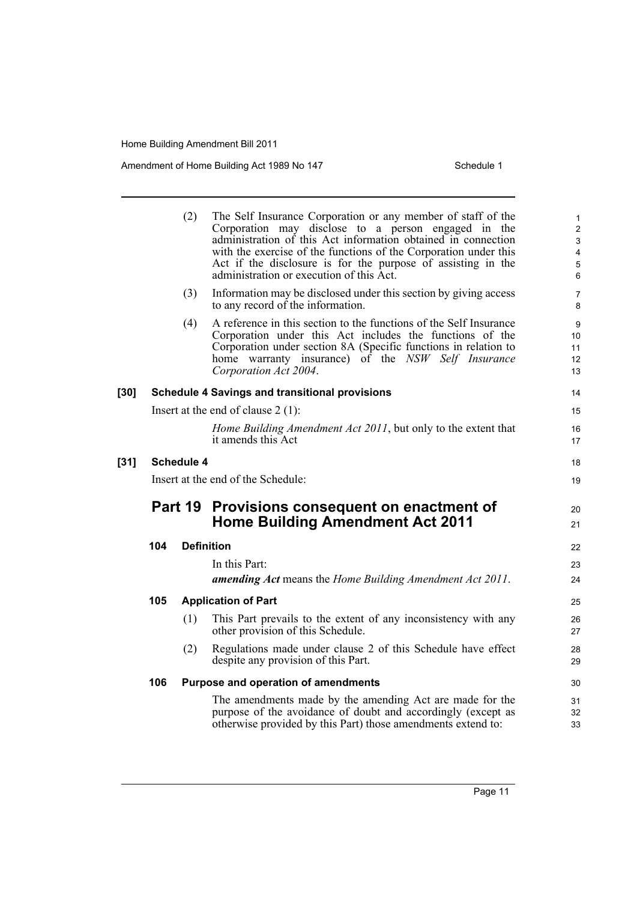(2) The Self Insurance Corporation or any member of staff of the Corporation may disclose to a person engaged in the administration of this Act information obtained in connection with the exercise of the functions of the Corporation under this Act if the disclosure is for the purpose of assisting in the administration or execution of this Act.

(3) Information may be disclosed under this section by giving access to any record of the information.

(4) A reference in this section to the functions of the Self Insurance Corporation under this Act includes the functions of the Corporation under section 8A (Specific functions in relation to home warranty insurance) of the *NSW Self Insurance Corporation Act 2004*.

**[30] Schedule 4 Savings and transitional provisions**

Insert at the end of clause 2 (1):

*Home Building Amendment Act 2011*, but only to the extent that it amends this Act

**[31] Schedule 4**

Insert at the end of the Schedule:

## Part 19 Provisions consequent on enactment of Home Building Amendment Act 2011

**104 Definition**

In this Part:

***amending Act*** means the *Home Building Amendment Act 2011*.

**105 Application of Part**

(1) This Part prevails to the extent of any inconsistency with any other provision of this Schedule.

(2) Regulations made under clause 2 of this Schedule have effect despite any provision of this Part.

**106 Purpose and operation of amendments**

The amendments made by the amending Act are made for the purpose of the avoidance of doubt and accordingly (except as otherwise provided by this Part) those amendments extend to: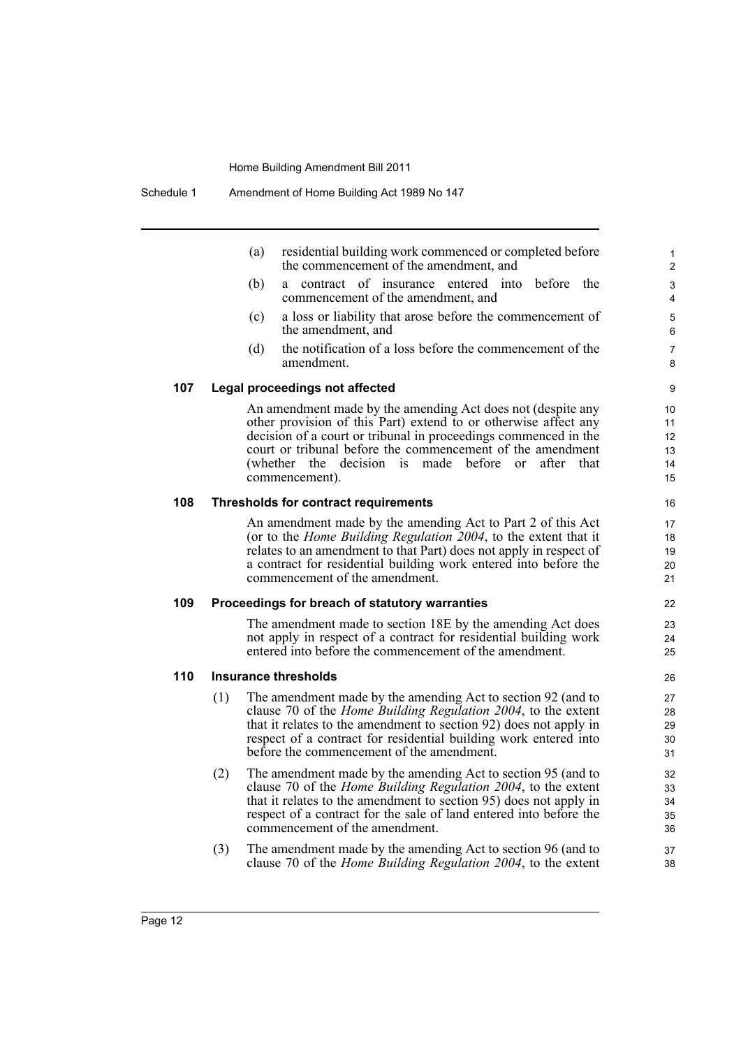(a) residential building work commenced or completed before the commencement of the amendment, and

(b) a contract of insurance entered into before the commencement of the amendment, and

(c) a loss or liability that arose before the commencement of the amendment, and

(d) the notification of a loss before the commencement of the amendment.

### 107 Legal proceedings not affected

An amendment made by the amending Act does not (despite any other provision of this Part) extend to or otherwise affect any decision of a court or tribunal in proceedings commenced in the court or tribunal before the commencement of the amendment (whether the decision is made before or after that commencement).

### 108 Thresholds for contract requirements

An amendment made by the amending Act to Part 2 of this Act (or to the *Home Building Regulation 2004*, to the extent that it relates to an amendment to that Part) does not apply in respect of a contract for residential building work entered into before the commencement of the amendment.

### 109 Proceedings for breach of statutory warranties

The amendment made to section 18E by the amending Act does not apply in respect of a contract for residential building work entered into before the commencement of the amendment.

### 110 Insurance thresholds

(1) The amendment made by the amending Act to section 92 (and to clause 70 of the *Home Building Regulation 2004*, to the extent that it relates to the amendment to section 92) does not apply in respect of a contract for residential building work entered into before the commencement of the amendment.

(2) The amendment made by the amending Act to section 95 (and to clause 70 of the *Home Building Regulation 2004*, to the extent that it relates to the amendment to section 95) does not apply in respect of a contract for the sale of land entered into before the commencement of the amendment.

(3) The amendment made by the amending Act to section 96 (and to clause 70 of the *Home Building Regulation 2004*, to the extent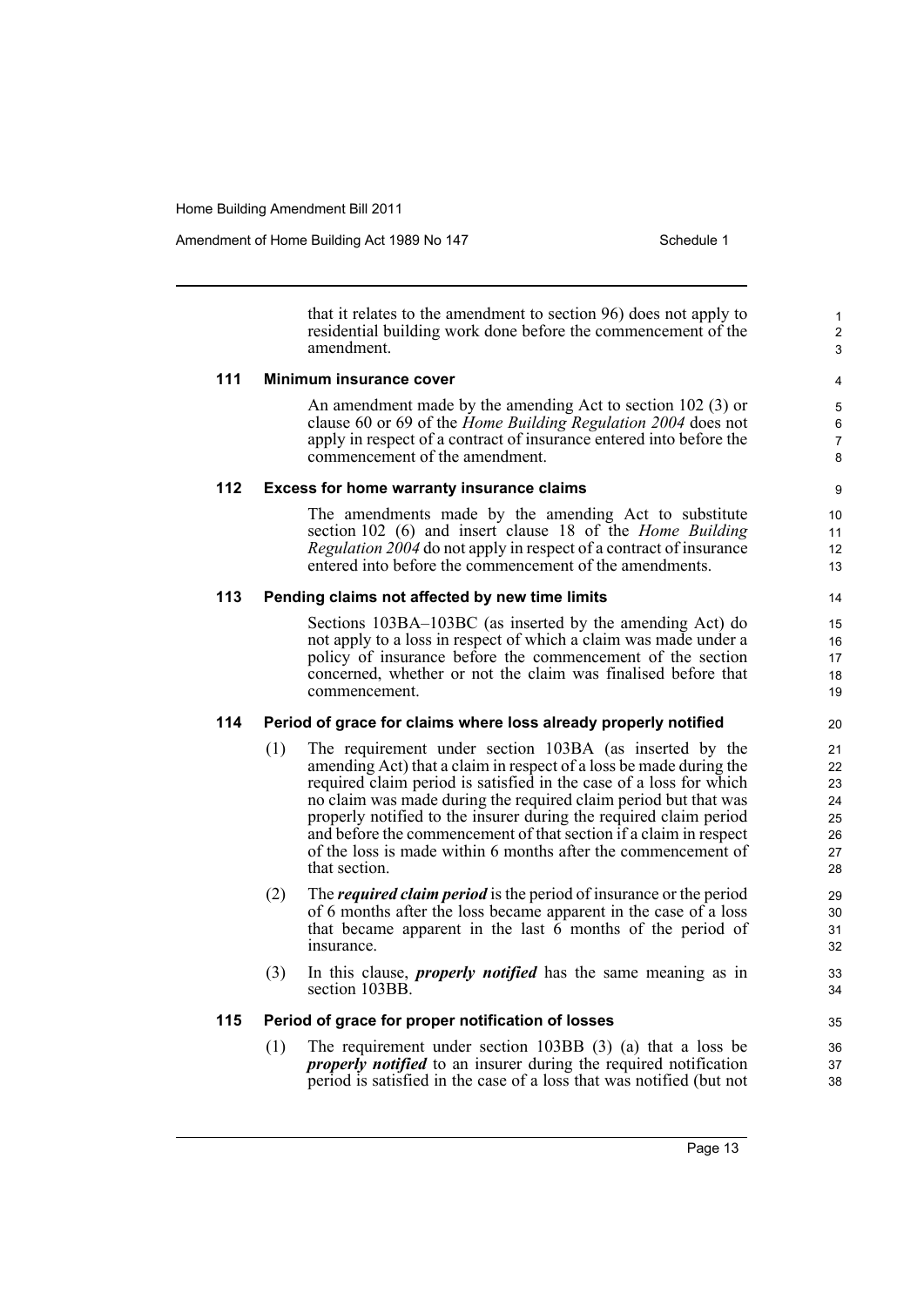that it relates to the amendment to section 96) does not apply to residential building work done before the commencement of the amendment.

### 111 Minimum insurance cover

An amendment made by the amending Act to section 102 (3) or clause 60 or 69 of the *Home Building Regulation 2004* does not apply in respect of a contract of insurance entered into before the commencement of the amendment.

### 112 Excess for home warranty insurance claims

The amendments made by the amending Act to substitute section 102 (6) and insert clause 18 of the *Home Building Regulation 2004* do not apply in respect of a contract of insurance entered into before the commencement of the amendments.

### 113 Pending claims not affected by new time limits

Sections 103BA–103BC (as inserted by the amending Act) do not apply to a loss in respect of which a claim was made under a policy of insurance before the commencement of the section concerned, whether or not the claim was finalised before that commencement.

### 114 Period of grace for claims where loss already properly notified

(1) The requirement under section 103BA (as inserted by the amending Act) that a claim in respect of a loss be made during the required claim period is satisfied in the case of a loss for which no claim was made during the required claim period but that was properly notified to the insurer during the required claim period and before the commencement of that section if a claim in respect of the loss is made within 6 months after the commencement of that section.

(2) The ***required claim period*** is the period of insurance or the period of 6 months after the loss became apparent in the case of a loss that became apparent in the last 6 months of the period of insurance.

(3) In this clause, ***properly notified*** has the same meaning as in section 103BB.

### 115 Period of grace for proper notification of losses

(1) The requirement under section 103BB (3) (a) that a loss be ***properly notified*** to an insurer during the required notification period is satisfied in the case of a loss that was notified (but not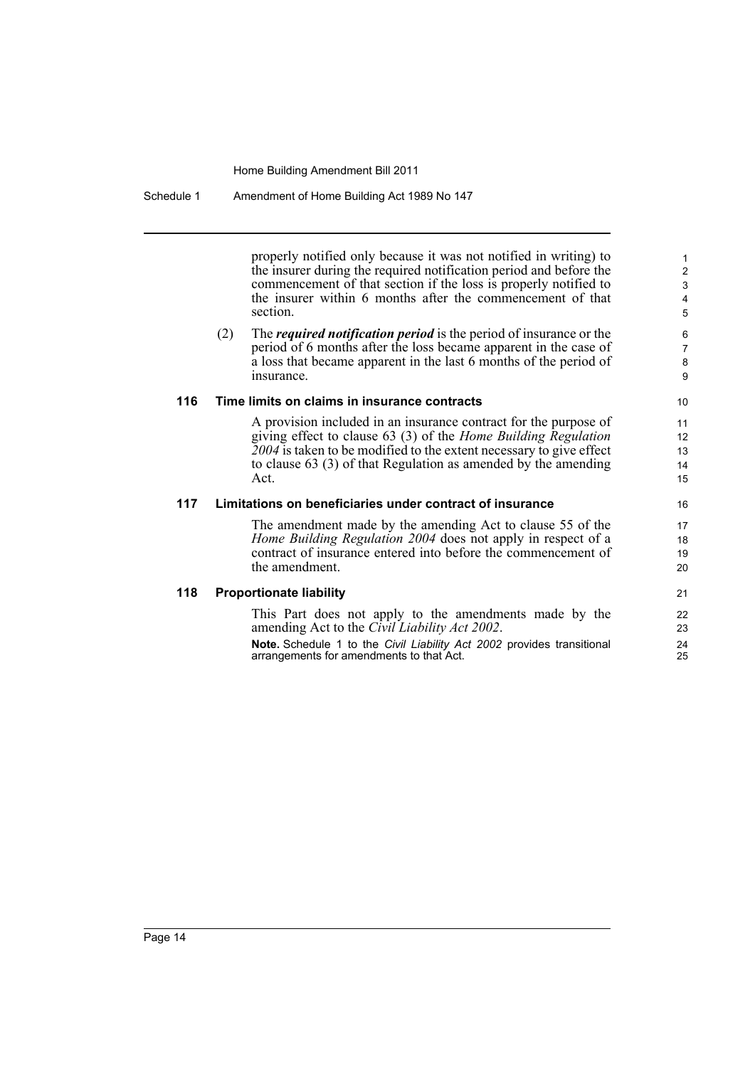properly notified only because it was not notified in writing) to the insurer during the required notification period and before the commencement of that section if the loss is properly notified to the insurer within 6 months after the commencement of that section.

(2) The ***required notification period*** is the period of insurance or the period of 6 months after the loss became apparent in the case of a loss that became apparent in the last 6 months of the period of insurance.

**116 Time limits on claims in insurance contracts**

A provision included in an insurance contract for the purpose of giving effect to clause 63 (3) of the *Home Building Regulation 2004* is taken to be modified to the extent necessary to give effect to clause 63 (3) of that Regulation as amended by the amending Act.

**117 Limitations on beneficiaries under contract of insurance**

The amendment made by the amending Act to clause 55 of the *Home Building Regulation 2004* does not apply in respect of a contract of insurance entered into before the commencement of the amendment.

**118 Proportionate liability**

This Part does not apply to the amendments made by the amending Act to the *Civil Liability Act 2002*.

**Note.** Schedule 1 to the *Civil Liability Act 2002* provides transitional arrangements for amendments to that Act.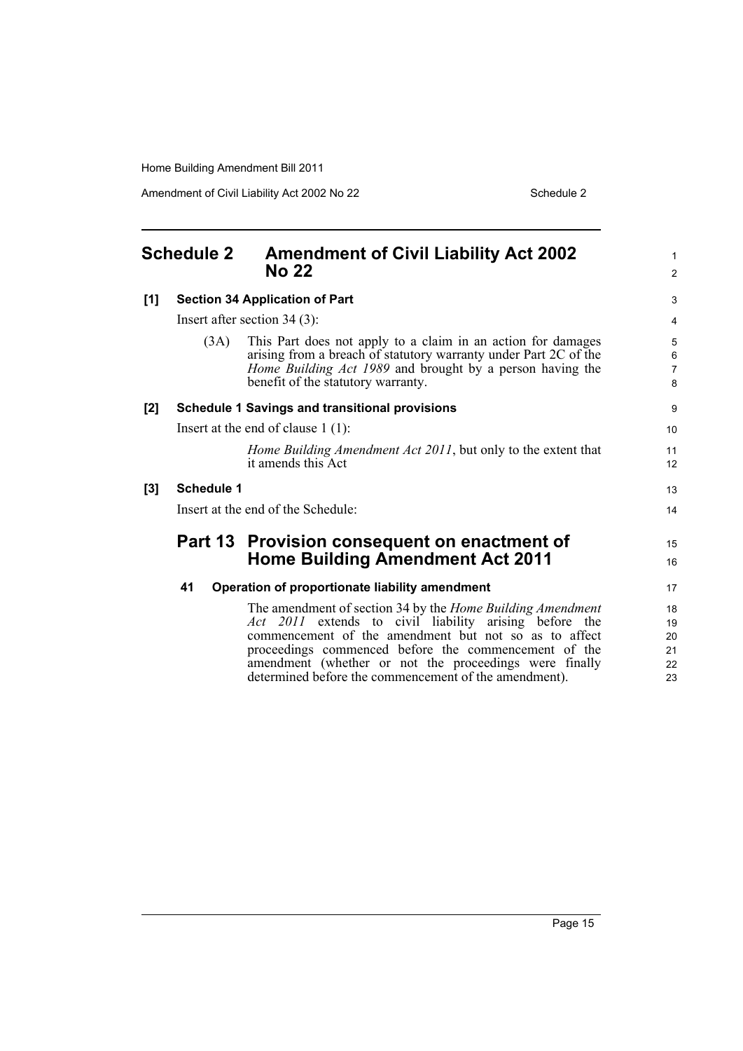# Schedule 2 Amendment of Civil Liability Act 2002 No 22

**[1] Section 34 Application of Part**

Insert after section 34 (3):

(3A) This Part does not apply to a claim in an action for damages arising from a breach of statutory warranty under Part 2C of the *Home Building Act 1989* and brought by a person having the benefit of the statutory warranty.

**[2] Schedule 1 Savings and transitional provisions**

Insert at the end of clause 1 (1):

*Home Building Amendment Act 2011*, but only to the extent that it amends this Act

**[3] Schedule 1**

Insert at the end of the Schedule:

## Part 13 Provision consequent on enactment of Home Building Amendment Act 2011

**41 Operation of proportionate liability amendment**

The amendment of section 34 by the *Home Building Amendment Act 2011* extends to civil liability arising before the commencement of the amendment but not so as to affect proceedings commenced before the commencement of the amendment (whether or not the proceedings were finally determined before the commencement of the amendment).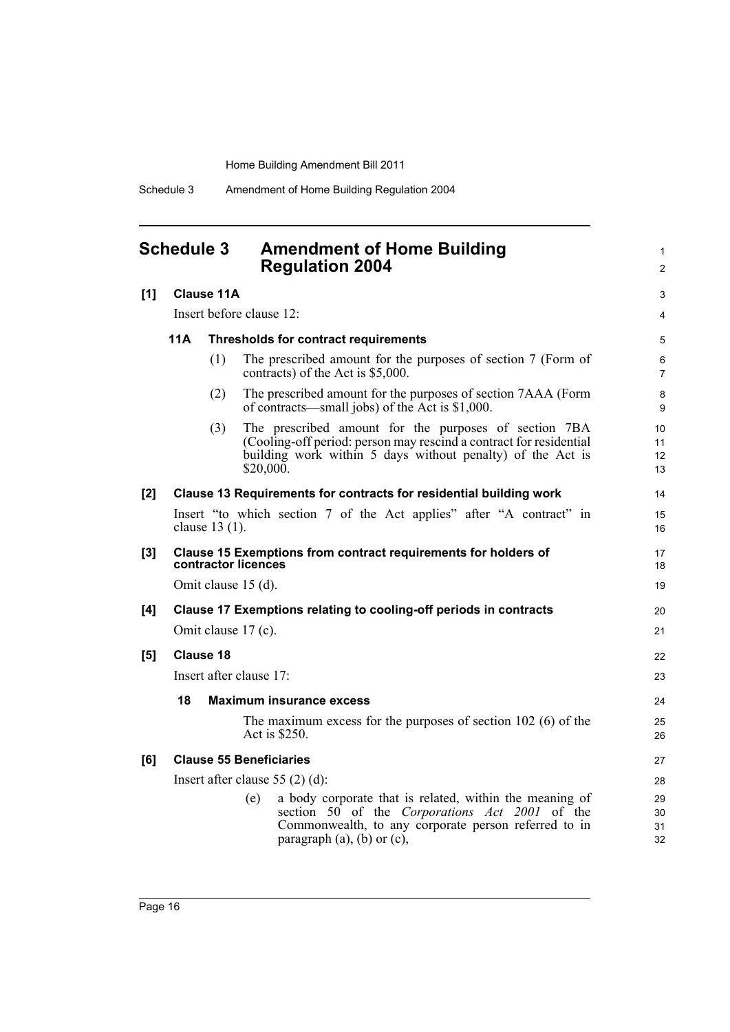# Schedule 3 Amendment of Home Building Regulation 2004

**[1] Clause 11A**

Insert before clause 12:

**11A Thresholds for contract requirements**

(1) The prescribed amount for the purposes of section 7 (Form of contracts) of the Act is $5,000.

(2) The prescribed amount for the purposes of section 7AAA (Form of contracts—small jobs) of the Act is $1,000.

(3) The prescribed amount for the purposes of section 7BA (Cooling-off period: person may rescind a contract for residential building work within 5 days without penalty) of the Act is $20,000.

**[2] Clause 13 Requirements for contracts for residential building work**

Insert "to which section 7 of the Act applies" after "A contract" in clause 13 (1).

**[3] Clause 15 Exemptions from contract requirements for holders of contractor licences**

Omit clause 15 (d).

**[4] Clause 17 Exemptions relating to cooling-off periods in contracts**

Omit clause 17 (c).

**[5] Clause 18**

Insert after clause 17:

**18 Maximum insurance excess**

The maximum excess for the purposes of section 102 (6) of the Act is $250.

**[6] Clause 55 Beneficiaries**

Insert after clause 55 (2) (d):

(e) a body corporate that is related, within the meaning of section 50 of the *Corporations Act 2001* of the Commonwealth, to any corporate person referred to in paragraph (a), (b) or (c),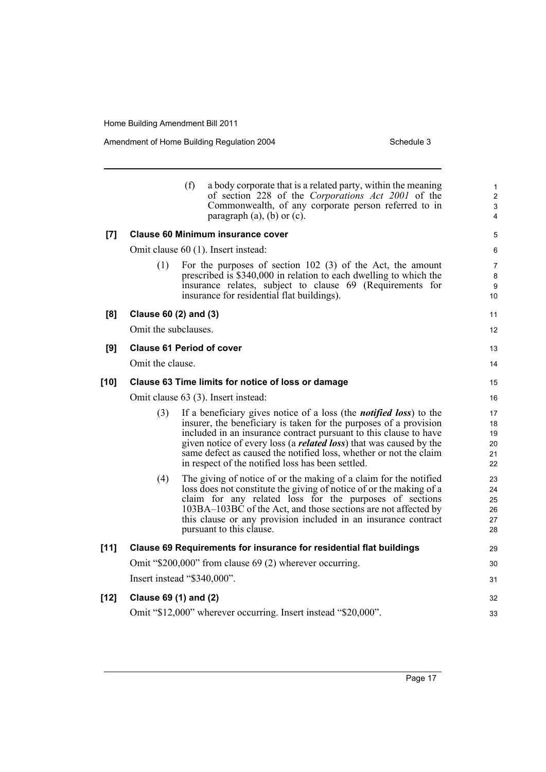(f) a body corporate that is a related party, within the meaning of section 228 of the *Corporations Act 2001* of the Commonwealth, of any corporate person referred to in paragraph (a), (b) or (c).

**[7] Clause 60 Minimum insurance cover**

Omit clause 60 (1). Insert instead:

(1) For the purposes of section 102 (3) of the Act, the amount prescribed is $340,000 in relation to each dwelling to which the insurance relates, subject to clause 69 (Requirements for insurance for residential flat buildings).

**[8] Clause 60 (2) and (3)**

Omit the subclauses.

**[9] Clause 61 Period of cover**

Omit the clause.

**[10] Clause 63 Time limits for notice of loss or damage**

Omit clause 63 (3). Insert instead:

(3) If a beneficiary gives notice of a loss (the ***notified loss***) to the insurer, the beneficiary is taken for the purposes of a provision included in an insurance contract pursuant to this clause to have given notice of every loss (a ***related loss***) that was caused by the same defect as caused the notified loss, whether or not the claim in respect of the notified loss has been settled.

(4) The giving of notice of or the making of a claim for the notified loss does not constitute the giving of notice of or the making of a claim for any related loss for the purposes of sections 103BA–103BC of the Act, and those sections are not affected by this clause or any provision included in an insurance contract pursuant to this clause.

**[11] Clause 69 Requirements for insurance for residential flat buildings**

Omit "$200,000" from clause 69 (2) wherever occurring.

Insert instead "$340,000".

**[12] Clause 69 (1) and (2)**

Omit "$12,000" wherever occurring. Insert instead "$20,000".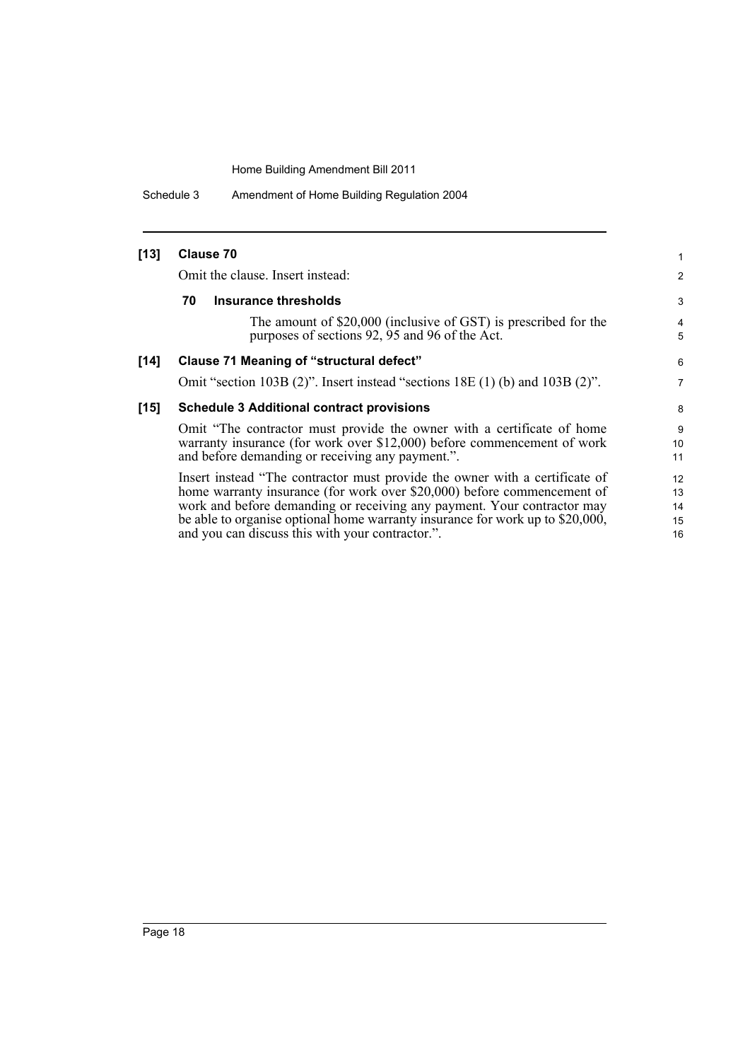**[13] Clause 70**

Omit the clause. Insert instead:

**70 Insurance thresholds**

The amount of $20,000 (inclusive of GST) is prescribed for the purposes of sections 92, 95 and 96 of the Act.

**[14] Clause 71 Meaning of "structural defect"**

Omit "section 103B (2)". Insert instead "sections 18E (1) (b) and 103B (2)".

**[15] Schedule 3 Additional contract provisions**

Omit "The contractor must provide the owner with a certificate of home warranty insurance (for work over $12,000) before commencement of work and before demanding or receiving any payment.".

Insert instead "The contractor must provide the owner with a certificate of home warranty insurance (for work over $20,000) before commencement of work and before demanding or receiving any payment. Your contractor may be able to organise optional home warranty insurance for work up to $20,000, and you can discuss this with your contractor.".